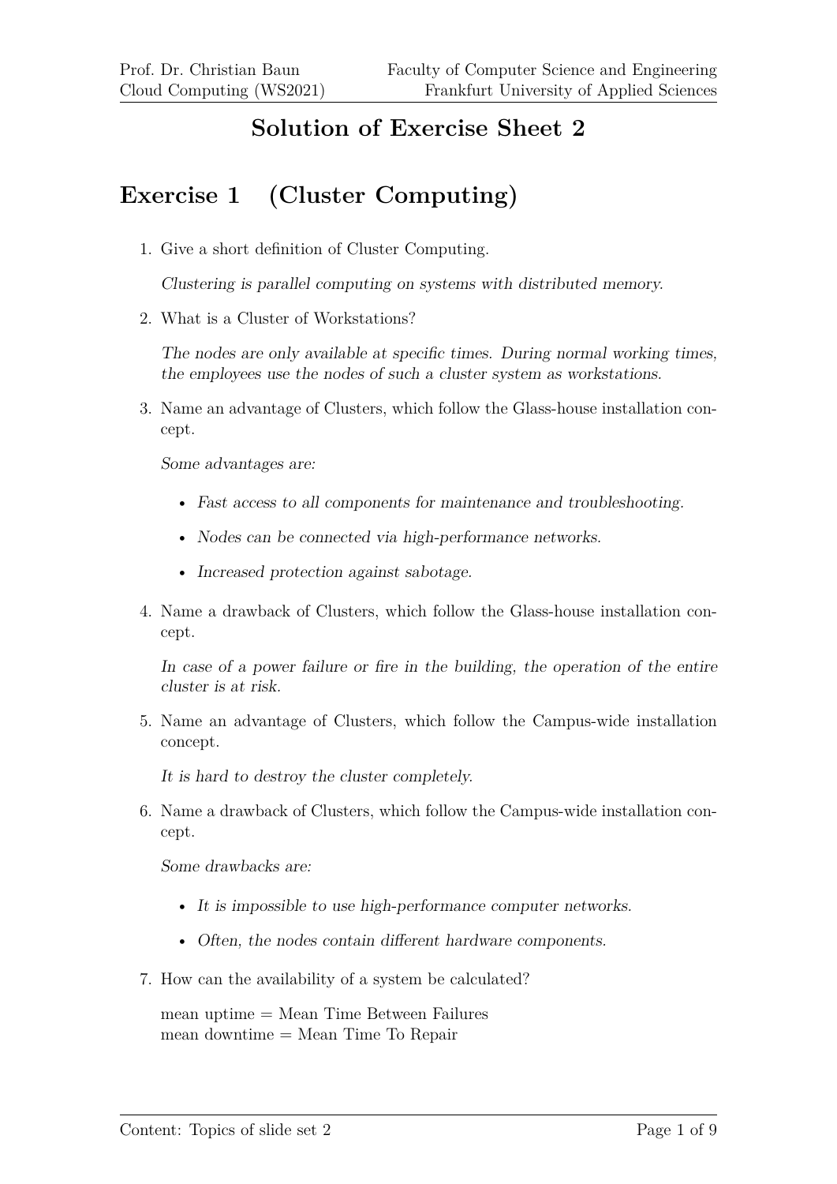# Solution of Exercise Sheet 2

## Exercise 1 (Cluster Computing)

1. Give a short definition of Cluster Computing.

   *Clustering is parallel computing on systems with distributed memory.*

2. What is a Cluster of Workstations?

   *The nodes are only available at specific times. During normal working times, the employees use the nodes of such a cluster system as workstations.*

3. Name an advantage of Clusters, which follow the Glass-house installation concept.

   *Some advantages are:*

   - *Fast access to all components for maintenance and troubleshooting.*
   - *Nodes can be connected via high-performance networks.*
   - *Increased protection against sabotage.*

4. Name a drawback of Clusters, which follow the Glass-house installation concept.

   *In case of a power failure or fire in the building, the operation of the entire cluster is at risk.*

5. Name an advantage of Clusters, which follow the Campus-wide installation concept.

   *It is hard to destroy the cluster completely.*

6. Name a drawback of Clusters, which follow the Campus-wide installation concept.

   *Some drawbacks are:*

   - *It is impossible to use high-performance computer networks.*
   - *Often, the nodes contain different hardware components.*

7. How can the availability of a system be calculated?

   mean uptime = Mean Time Between Failures
   mean downtime = Mean Time To Repair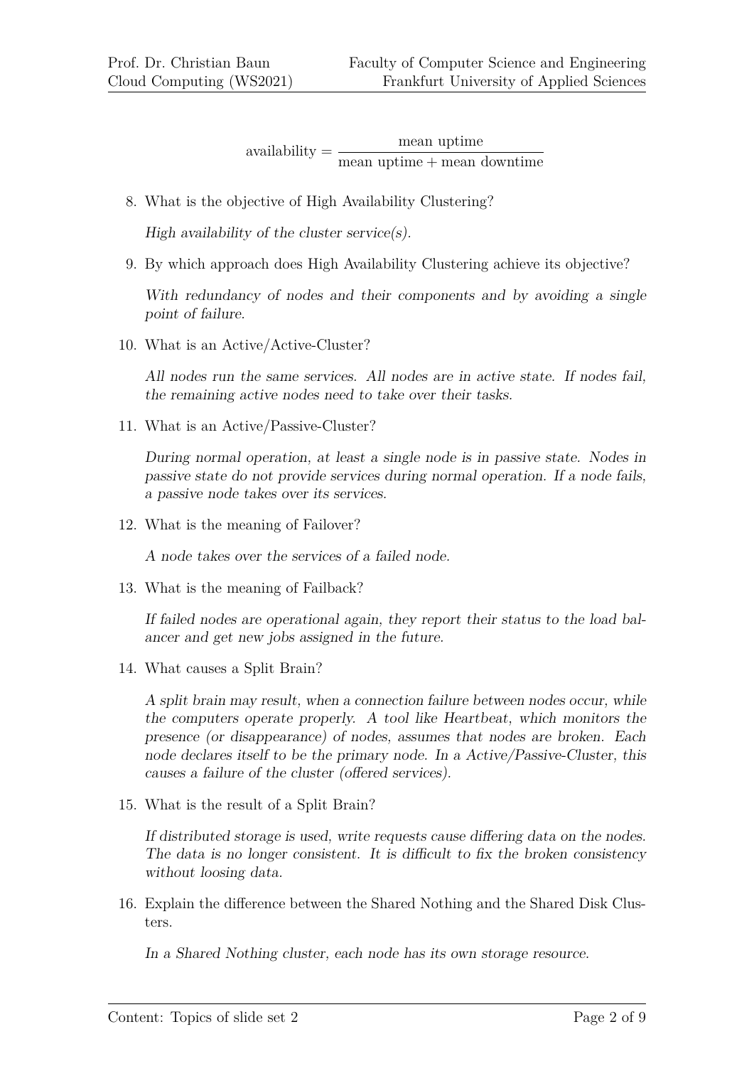$$\text{availability} = \frac{\text{mean uptime}}{\text{mean uptime} + \text{mean downtime}}$$

8. What is the objective of High Availability Clustering?

   *High availability of the cluster service(s).*

9. By which approach does High Availability Clustering achieve its objective?

   *With redundancy of nodes and their components and by avoiding a single point of failure.*

10. What is an Active/Active-Cluster?

    *All nodes run the same services. All nodes are in active state. If nodes fail, the remaining active nodes need to take over their tasks.*

11. What is an Active/Passive-Cluster?

    *During normal operation, at least a single node is in passive state. Nodes in passive state do not provide services during normal operation. If a node fails, a passive node takes over its services.*

12. What is the meaning of Failover?

    *A node takes over the services of a failed node.*

13. What is the meaning of Failback?

    *If failed nodes are operational again, they report their status to the load balancer and get new jobs assigned in the future.*

14. What causes a Split Brain?

    *A split brain may result, when a connection failure between nodes occur, while the computers operate properly. A tool like Heartbeat, which monitors the presence (or disappearance) of nodes, assumes that nodes are broken. Each node declares itself to be the primary node. In a Active/Passive-Cluster, this causes a failure of the cluster (offered services).*

15. What is the result of a Split Brain?

    *If distributed storage is used, write requests cause differing data on the nodes. The data is no longer consistent. It is difficult to fix the broken consistency without loosing data.*

16. Explain the difference between the Shared Nothing and the Shared Disk Clusters.

    *In a Shared Nothing cluster, each node has its own storage resource.*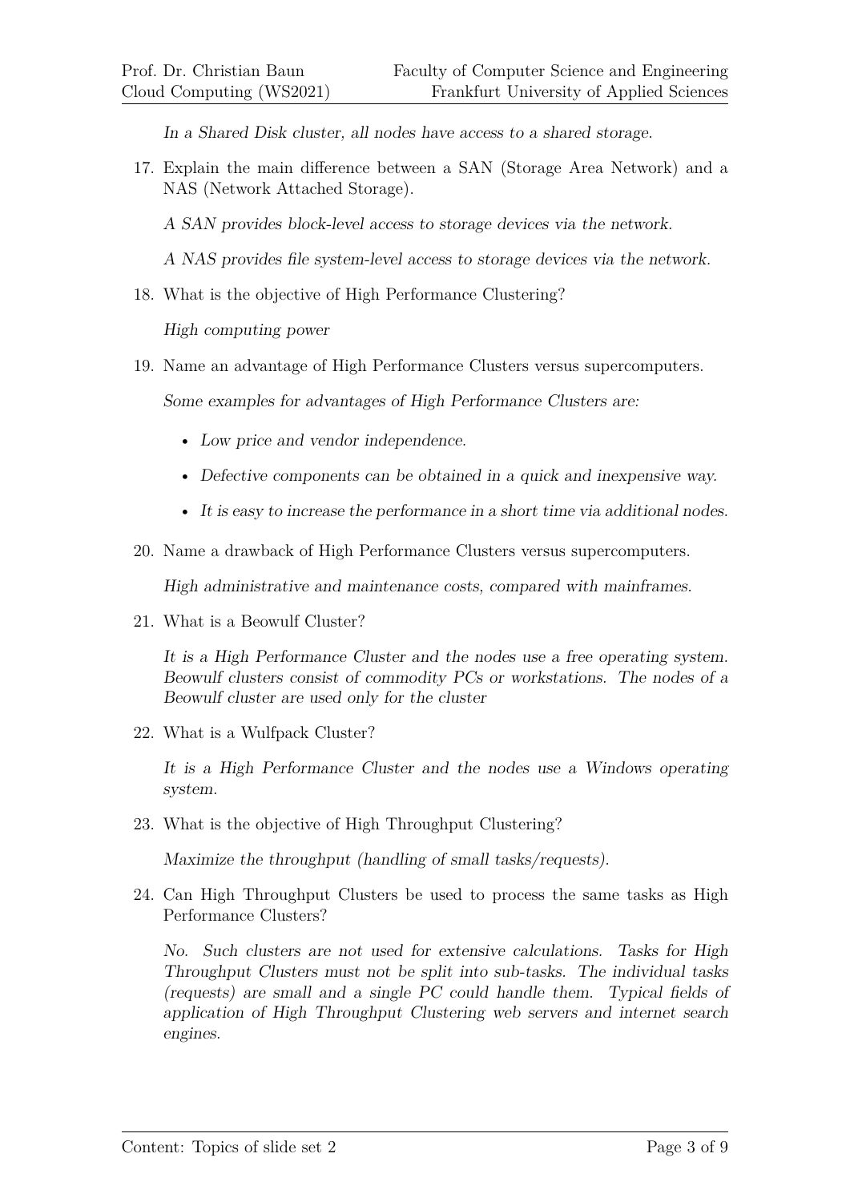*In a Shared Disk cluster, all nodes have access to a shared storage.*

17. Explain the main difference between a SAN (Storage Area Network) and a NAS (Network Attached Storage).

    *A SAN provides block-level access to storage devices via the network.*

    *A NAS provides file system-level access to storage devices via the network.*

18. What is the objective of High Performance Clustering?

    *High computing power*

19. Name an advantage of High Performance Clusters versus supercomputers.

    *Some examples for advantages of High Performance Clusters are:*

    - *Low price and vendor independence.*
    - *Defective components can be obtained in a quick and inexpensive way.*
    - *It is easy to increase the performance in a short time via additional nodes.*

20. Name a drawback of High Performance Clusters versus supercomputers.

    *High administrative and maintenance costs, compared with mainframes.*

21. What is a Beowulf Cluster?

    *It is a High Performance Cluster and the nodes use a free operating system. Beowulf clusters consist of commodity PCs or workstations. The nodes of a Beowulf cluster are used only for the cluster*

22. What is a Wulfpack Cluster?

    *It is a High Performance Cluster and the nodes use a Windows operating system.*

23. What is the objective of High Throughput Clustering?

    *Maximize the throughput (handling of small tasks/requests).*

24. Can High Throughput Clusters be used to process the same tasks as High Performance Clusters?

    *No. Such clusters are not used for extensive calculations. Tasks for High Throughput Clusters must not be split into sub-tasks. The individual tasks (requests) are small and a single PC could handle them. Typical fields of application of High Throughput Clustering web servers and internet search engines.*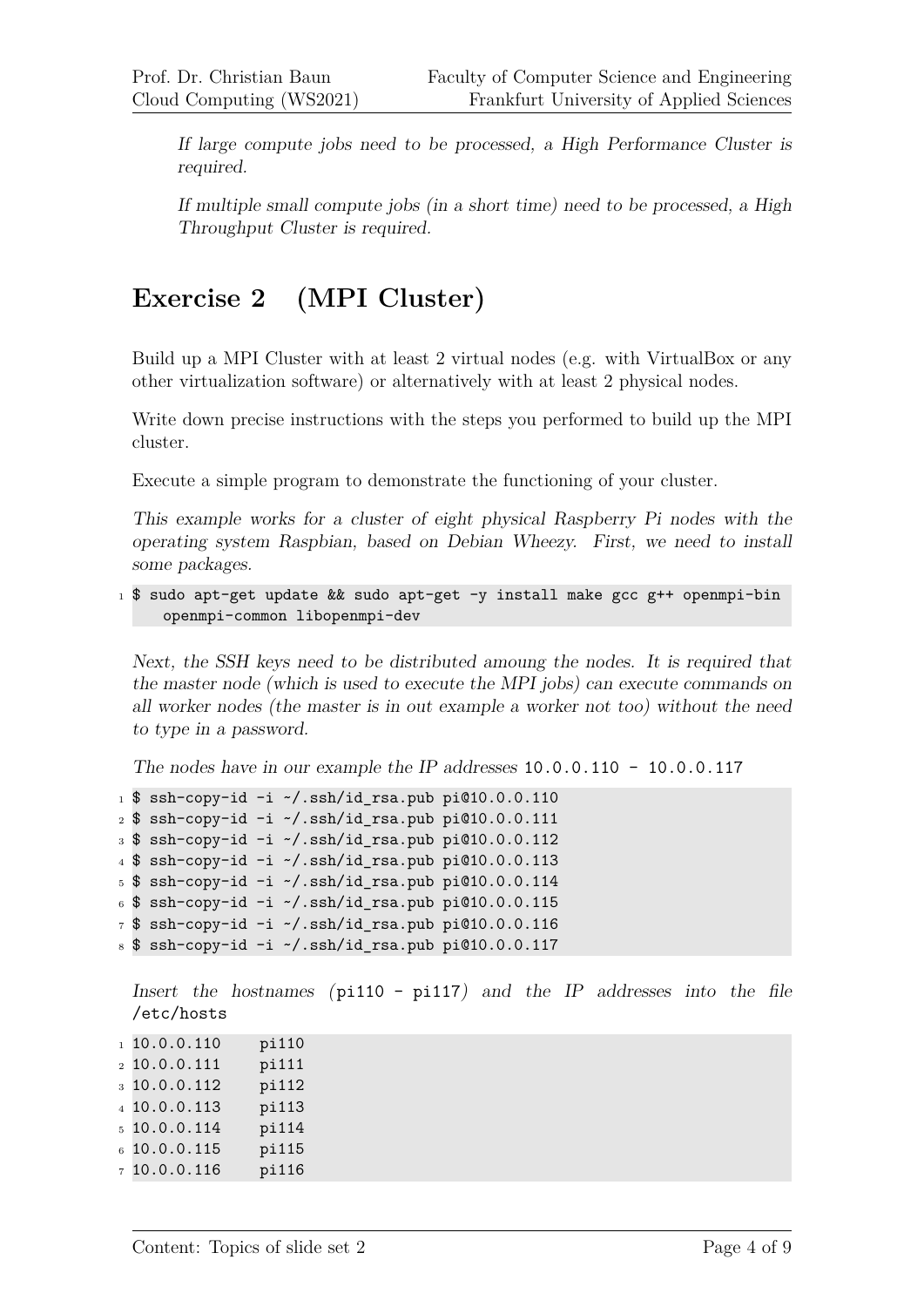*If large compute jobs need to be processed, a High Performance Cluster is required.*

*If multiple small compute jobs (in a short time) need to be processed, a High Throughput Cluster is required.*

## Exercise 2 (MPI Cluster)

Build up a MPI Cluster with at least 2 virtual nodes (e.g. with VirtualBox or any other virtualization software) or alternatively with at least 2 physical nodes.

Write down precise instructions with the steps you performed to build up the MPI cluster.

Execute a simple program to demonstrate the functioning of your cluster.

*This example works for a cluster of eight physical Raspberry Pi nodes with the operating system Raspbian, based on Debian Wheezy. First, we need to install some packages.*

```
$ sudo apt-get update && sudo apt-get -y install make gcc g++ openmpi-bin
    openmpi-common libopenmpi-dev
```

*Next, the SSH keys need to be distributed amoung the nodes. It is required that the master node (which is used to execute the MPI jobs) can execute commands on all worker nodes (the master is in out example a worker not too) without the need to type in a password.*

*The nodes have in our example the IP addresses* `10.0.0.110 - 10.0.0.117`

```
$ ssh-copy-id -i ~/.ssh/id_rsa.pub pi@10.0.0.110
$ ssh-copy-id -i ~/.ssh/id_rsa.pub pi@10.0.0.111
$ ssh-copy-id -i ~/.ssh/id_rsa.pub pi@10.0.0.112
$ ssh-copy-id -i ~/.ssh/id_rsa.pub pi@10.0.0.113
$ ssh-copy-id -i ~/.ssh/id_rsa.pub pi@10.0.0.114
$ ssh-copy-id -i ~/.ssh/id_rsa.pub pi@10.0.0.115
$ ssh-copy-id -i ~/.ssh/id_rsa.pub pi@10.0.0.116
$ ssh-copy-id -i ~/.ssh/id_rsa.pub pi@10.0.0.117
```

*Insert the hostnames (*`pi110 - pi117`*) and the IP addresses into the file* `/etc/hosts`

```
10.0.0.110    pi110
10.0.0.111    pi111
10.0.0.112    pi112
10.0.0.113    pi113
10.0.0.114    pi114
10.0.0.115    pi115
10.0.0.116    pi116
```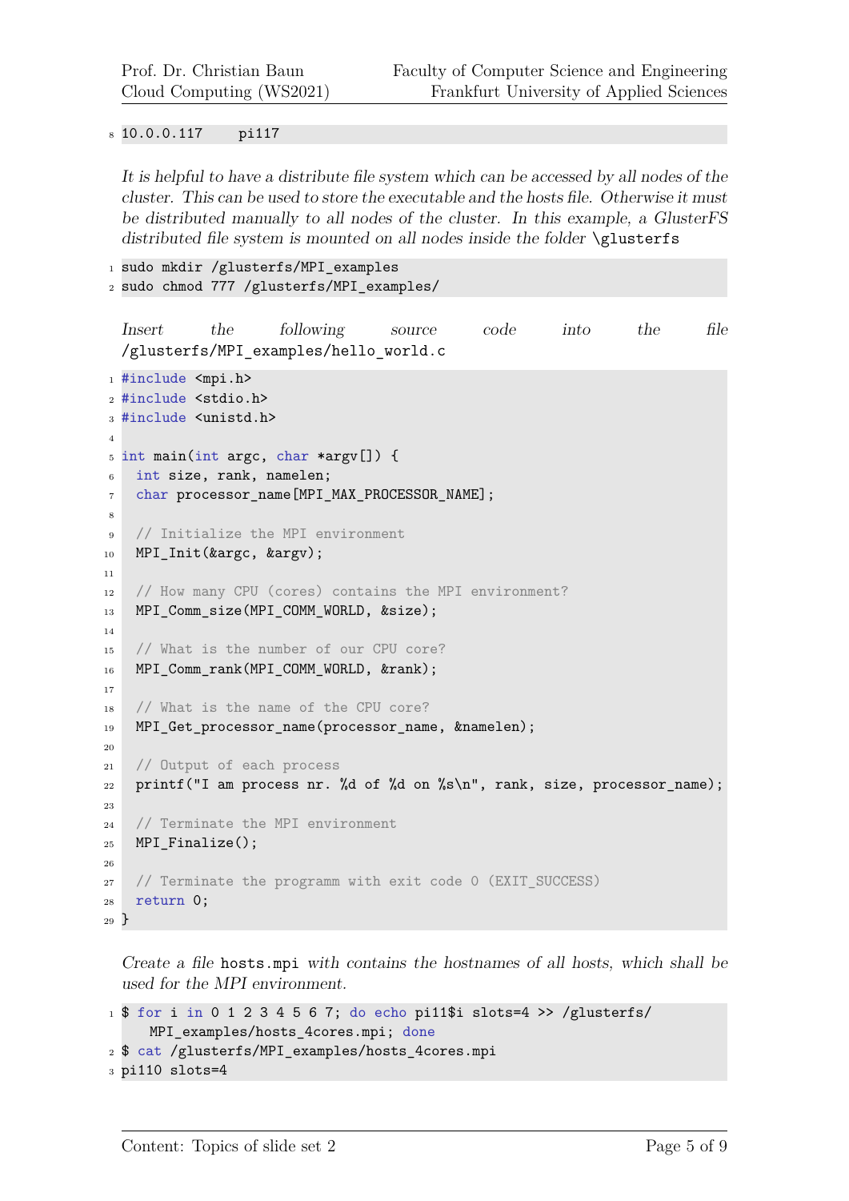```
10.0.0.117    pi117
```

*It is helpful to have a distribute file system which can be accessed by all nodes of the cluster. This can be used to store the executable and the hosts file. Otherwise it must be distributed manually to all nodes of the cluster. In this example, a GlusterFS distributed file system is mounted on all nodes inside the folder* `\glusterfs`

```
sudo mkdir /glusterfs/MPI_examples
sudo chmod 777 /glusterfs/MPI_examples/
```

*Insert the following source code into the file* `/glusterfs/MPI_examples/hello_world.c`

```c
#include <mpi.h>
#include <stdio.h>
#include <unistd.h>

int main(int argc, char *argv[]) {
  int size, rank, namelen;
  char processor_name[MPI_MAX_PROCESSOR_NAME];

  // Initialize the MPI environment
  MPI_Init(&argc, &argv);

  // How many CPU (cores) contains the MPI environment?
  MPI_Comm_size(MPI_COMM_WORLD, &size);

  // What is the number of our CPU core?
  MPI_Comm_rank(MPI_COMM_WORLD, &rank);

  // What is the name of the CPU core?
  MPI_Get_processor_name(processor_name, &namelen);

  // Output of each process
  printf("I am process nr. %d of %d on %s\n", rank, size, processor_name);

  // Terminate the MPI environment
  MPI_Finalize();

  // Terminate the programm with exit code 0 (EXIT_SUCCESS)
  return 0;
}
```

*Create a file* `hosts.mpi` *with contains the hostnames of all hosts, which shall be used for the MPI environment.*

```
$ for i in 0 1 2 3 4 5 6 7; do echo pi11$i slots=4 >> /glusterfs/
    MPI_examples/hosts_4cores.mpi; done
$ cat /glusterfs/MPI_examples/hosts_4cores.mpi
pi110 slots=4
```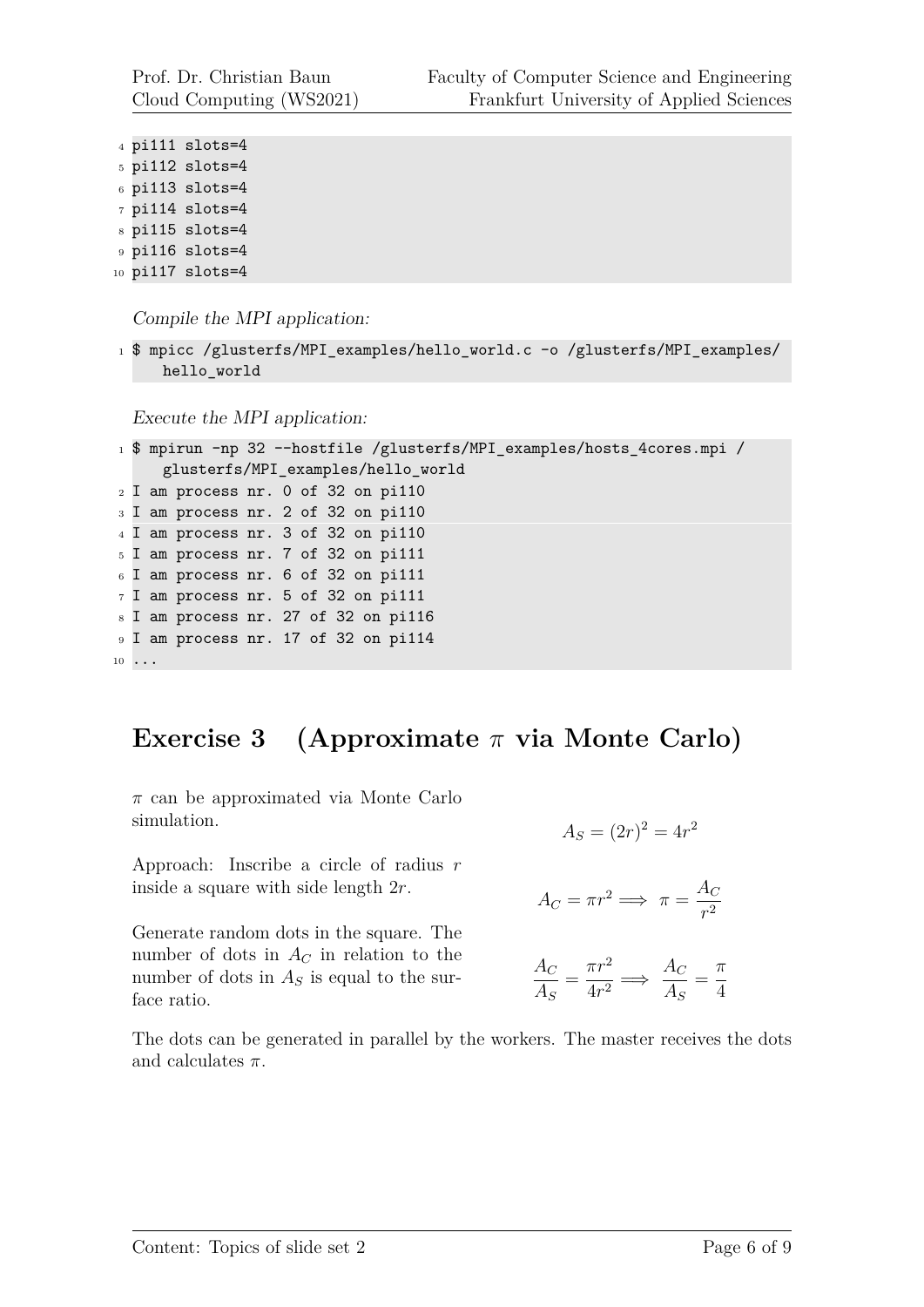```
pi111 slots=4
pi112 slots=4
pi113 slots=4
pi114 slots=4
pi115 slots=4
pi116 slots=4
pi117 slots=4
```

*Compile the MPI application:*

```
$ mpicc /glusterfs/MPI_examples/hello_world.c -o /glusterfs/MPI_examples/
    hello_world
```

*Execute the MPI application:*

```
$ mpirun -np 32 --hostfile /glusterfs/MPI_examples/hosts_4cores.mpi /
    glusterfs/MPI_examples/hello_world
I am process nr. 0 of 32 on pi110
I am process nr. 2 of 32 on pi110
I am process nr. 3 of 32 on pi110
I am process nr. 7 of 32 on pi111
I am process nr. 6 of 32 on pi111
I am process nr. 5 of 32 on pi111
I am process nr. 27 of 32 on pi116
I am process nr. 17 of 32 on pi114
...
```

## Exercise 3 (Approximate $\pi$ via Monte Carlo)

$\pi$ can be approximated via Monte Carlo simulation.

Approach: Inscribe a circle of radius $r$ inside a square with side length $2r$.

Generate random dots in the square. The number of dots in $A_C$ in relation to the number of dots in $A_S$ is equal to the surface ratio.

$$A_S = (2r)^2 = 4r^2$$

$$A_C = \pi r^2 \implies \pi = \frac{A_C}{r^2}$$

$$\frac{A_C}{A_S} = \frac{\pi r^2}{4r^2} \implies \frac{A_C}{A_S} = \frac{\pi}{4}$$

The dots can be generated in parallel by the workers. The master receives the dots and calculates $\pi$.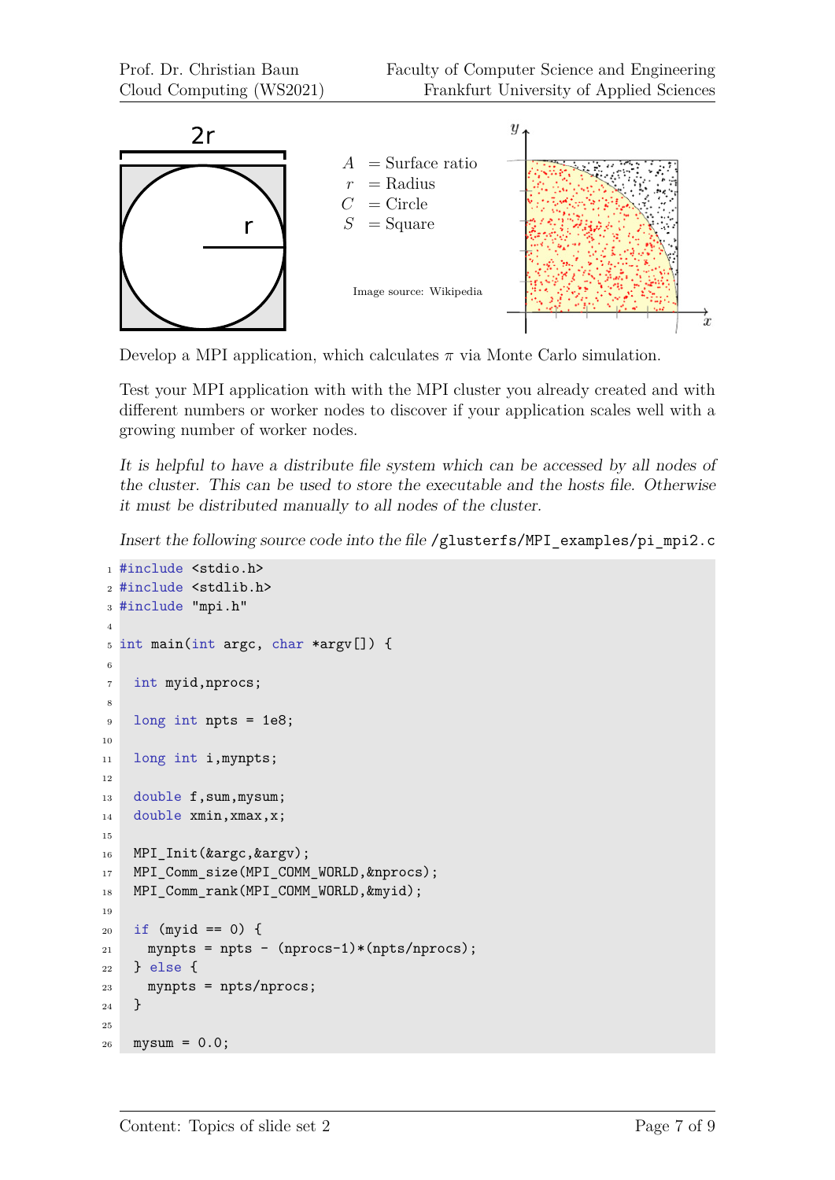2r

r

$A$ = Surface ratio
$r$ = Radius
$C$ = Circle
$S$ = Square

Image source: Wikipedia

Develop a MPI application, which calculates $\pi$ via Monte Carlo simulation.

Test your MPI application with with the MPI cluster you already created and with different numbers or worker nodes to discover if your application scales well with a growing number of worker nodes.

*It is helpful to have a distribute file system which can be accessed by all nodes of the cluster. This can be used to store the executable and the hosts file. Otherwise it must be distributed manually to all nodes of the cluster.*

*Insert the following source code into the file* `/glusterfs/MPI_examples/pi_mpi2.c`

```
#include <stdio.h>
#include <stdlib.h>
#include "mpi.h"

int main(int argc, char *argv[]) {

  int myid,nprocs;

  long int npts = 1e8;

  long int i,mynpts;

  double f,sum,mysum;
  double xmin,xmax,x;

  MPI_Init(&argc,&argv);
  MPI_Comm_size(MPI_COMM_WORLD,&nprocs);
  MPI_Comm_rank(MPI_COMM_WORLD,&myid);

  if (myid == 0) {
    mynpts = npts - (nprocs-1)*(npts/nprocs);
  } else {
    mynpts = npts/nprocs;
  }

  mysum = 0.0;
```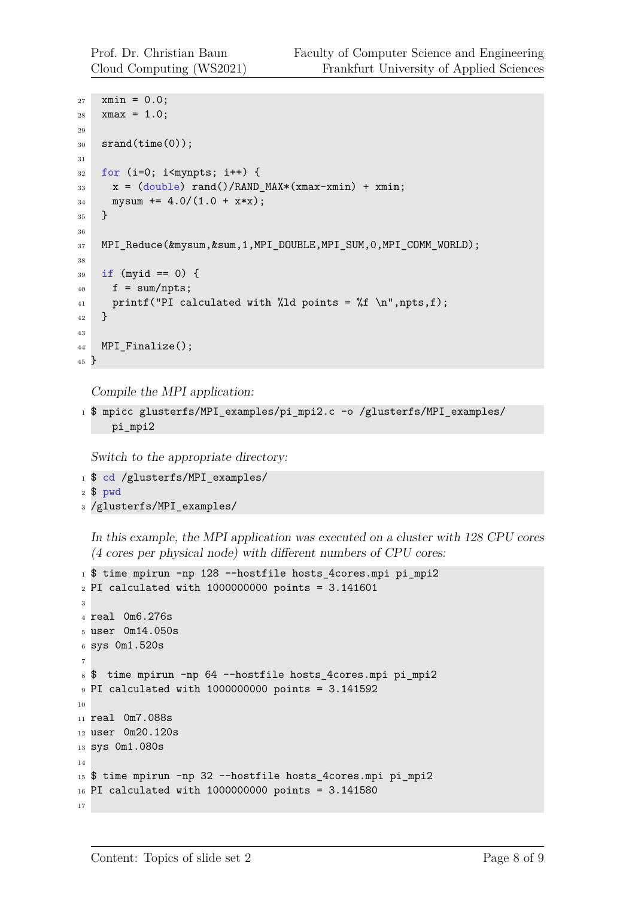```c
  xmin = 0.0;
  xmax = 1.0;

  srand(time(0));

  for (i=0; i<mynpts; i++) {
    x = (double) rand()/RAND_MAX*(xmax-xmin) + xmin;
    mysum += 4.0/(1.0 + x*x);
  }

  MPI_Reduce(&mysum,&sum,1,MPI_DOUBLE,MPI_SUM,0,MPI_COMM_WORLD);

  if (myid == 0) {
    f = sum/npts;
    printf("PI calculated with %ld points = %f \n",npts,f);
  }

  MPI_Finalize();
}
```

*Compile the MPI application:*

```
$ mpicc glusterfs/MPI_examples/pi_mpi2.c -o /glusterfs/MPI_examples/
    pi_mpi2
```

*Switch to the appropriate directory:*

```
$ cd /glusterfs/MPI_examples/
$ pwd
/glusterfs/MPI_examples/
```

*In this example, the MPI application was executed on a cluster with 128 CPU cores (4 cores per physical node) with different numbers of CPU cores:*

```
$ time mpirun -np 128 --hostfile hosts_4cores.mpi pi_mpi2
PI calculated with 1000000000 points = 3.141601

real  0m6.276s
user  0m14.050s
sys 0m1.520s

$  time mpirun -np 64 --hostfile hosts_4cores.mpi pi_mpi2
PI calculated with 1000000000 points = 3.141592

real  0m7.088s
user  0m20.120s
sys 0m1.080s

$ time mpirun -np 32 --hostfile hosts_4cores.mpi pi_mpi2
PI calculated with 1000000000 points = 3.141580

```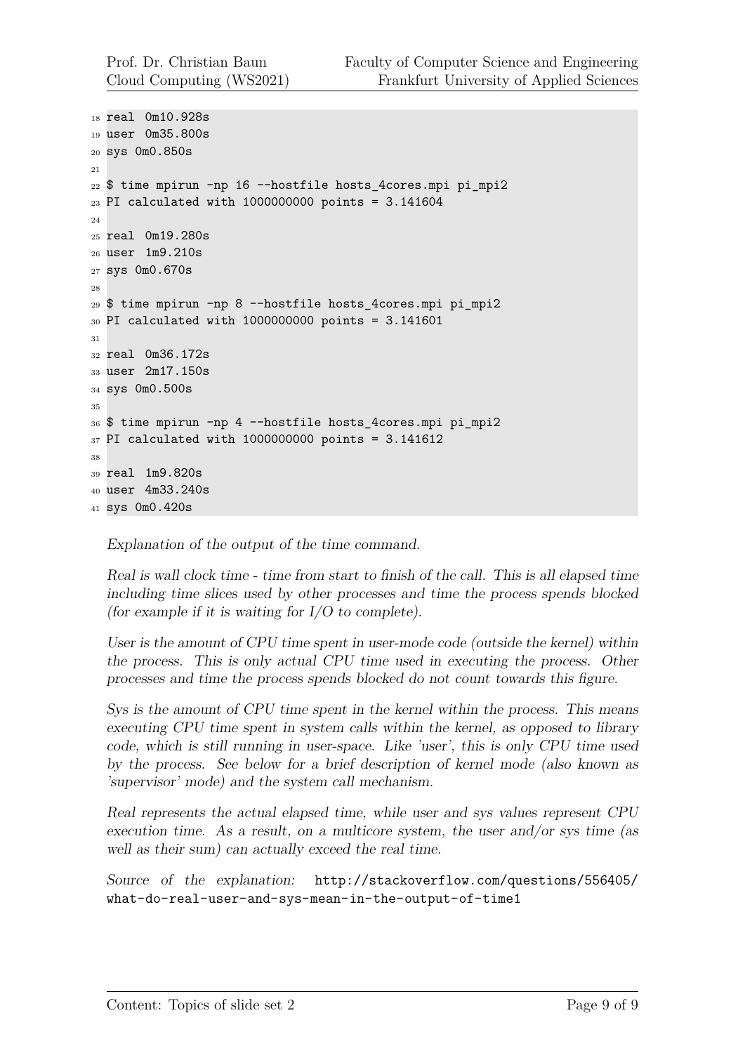```
real  0m10.928s
user  0m35.800s
sys 0m0.850s

$ time mpirun -np 16 --hostfile hosts_4cores.mpi pi_mpi2
PI calculated with 1000000000 points = 3.141604

real  0m19.280s
user  1m9.210s
sys 0m0.670s

$ time mpirun -np 8 --hostfile hosts_4cores.mpi pi_mpi2
PI calculated with 1000000000 points = 3.141601

real  0m36.172s
user  2m17.150s
sys 0m0.500s

$ time mpirun -np 4 --hostfile hosts_4cores.mpi pi_mpi2
PI calculated with 1000000000 points = 3.141612

real  1m9.820s
user  4m33.240s
sys 0m0.420s
```

*Explanation of the output of the time command.*

*Real is wall clock time - time from start to finish of the call. This is all elapsed time including time slices used by other processes and time the process spends blocked (for example if it is waiting for I/O to complete).*

*User is the amount of CPU time spent in user-mode code (outside the kernel) within the process. This is only actual CPU time used in executing the process. Other processes and time the process spends blocked do not count towards this figure.*

*Sys is the amount of CPU time spent in the kernel within the process. This means executing CPU time spent in system calls within the kernel, as opposed to library code, which is still running in user-space. Like 'user', this is only CPU time used by the process. See below for a brief description of kernel mode (also known as 'supervisor' mode) and the system call mechanism.*

*Real represents the actual elapsed time, while user and sys values represent CPU execution time. As a result, on a multicore system, the user and/or sys time (as well as their sum) can actually exceed the real time.*

*Source of the explanation:* http://stackoverflow.com/questions/556405/what-do-real-user-and-sys-mean-in-the-output-of-time1